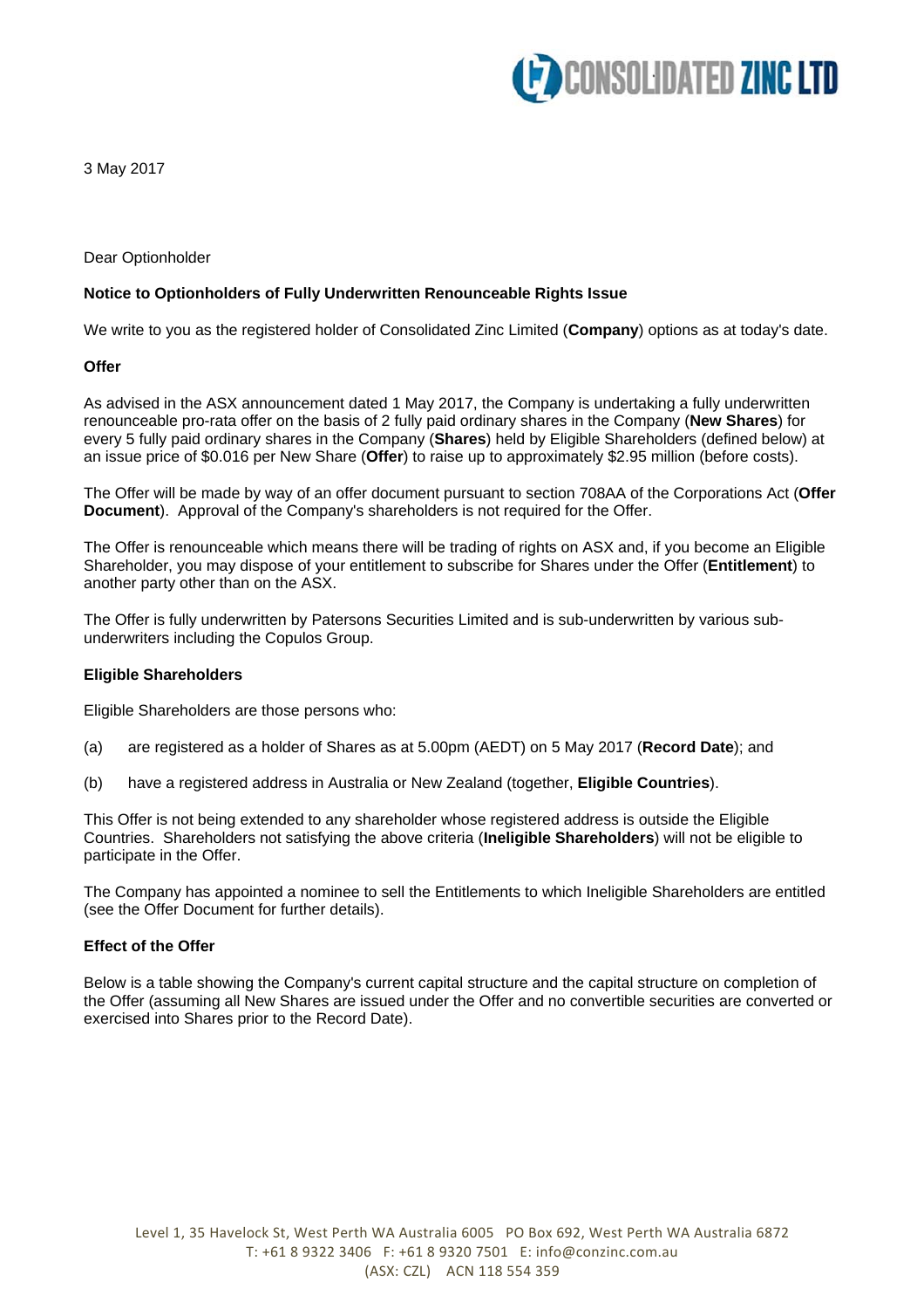3 May 2017

Dear Optionholder

**Notice to Optionholders of Fully Underwritten Renounceable Rights Issue**

We write to you as the registered holder of Consolidated Zinc Limited (**Company**) options as at today's date.

**Offer**

As advised in the ASX announcement dated 1 May 2017, the Company is undertaking a fully underwritten renounceable pro-rata offer on the basis of 2 fully paid ordinary shares in the Company (**New Shares**) for every 5 fully paid ordinary shares in the Company (**Shares**) held by Eligible Shareholders (defined below) at an issue price of $0.016 per New Share (**Offer**) to raise up to approximately $2.95 million (before costs).

The Offer will be made by way of an offer document pursuant to section 708AA of the Corporations Act (**Offer Document**). Approval of the Company's shareholders is not required for the Offer.

The Offer is renounceable which means there will be trading of rights on ASX and, if you become an Eligible Shareholder, you may dispose of your entitlement to subscribe for Shares under the Offer (**Entitlement**) to another party other than on the ASX.

The Offer is fully underwritten by Patersons Securities Limited and is sub-underwritten by various sub-underwriters including the Copulos Group.

**Eligible Shareholders**

Eligible Shareholders are those persons who:

(a) are registered as a holder of Shares as at 5.00pm (AEDT) on 5 May 2017 (**Record Date**); and

(b) have a registered address in Australia or New Zealand (together, **Eligible Countries**).

This Offer is not being extended to any shareholder whose registered address is outside the Eligible Countries. Shareholders not satisfying the above criteria (**Ineligible Shareholders**) will not be eligible to participate in the Offer.

The Company has appointed a nominee to sell the Entitlements to which Ineligible Shareholders are entitled (see the Offer Document for further details).

**Effect of the Offer**

Below is a table showing the Company's current capital structure and the capital structure on completion of the Offer (assuming all New Shares are issued under the Offer and no convertible securities are converted or exercised into Shares prior to the Record Date).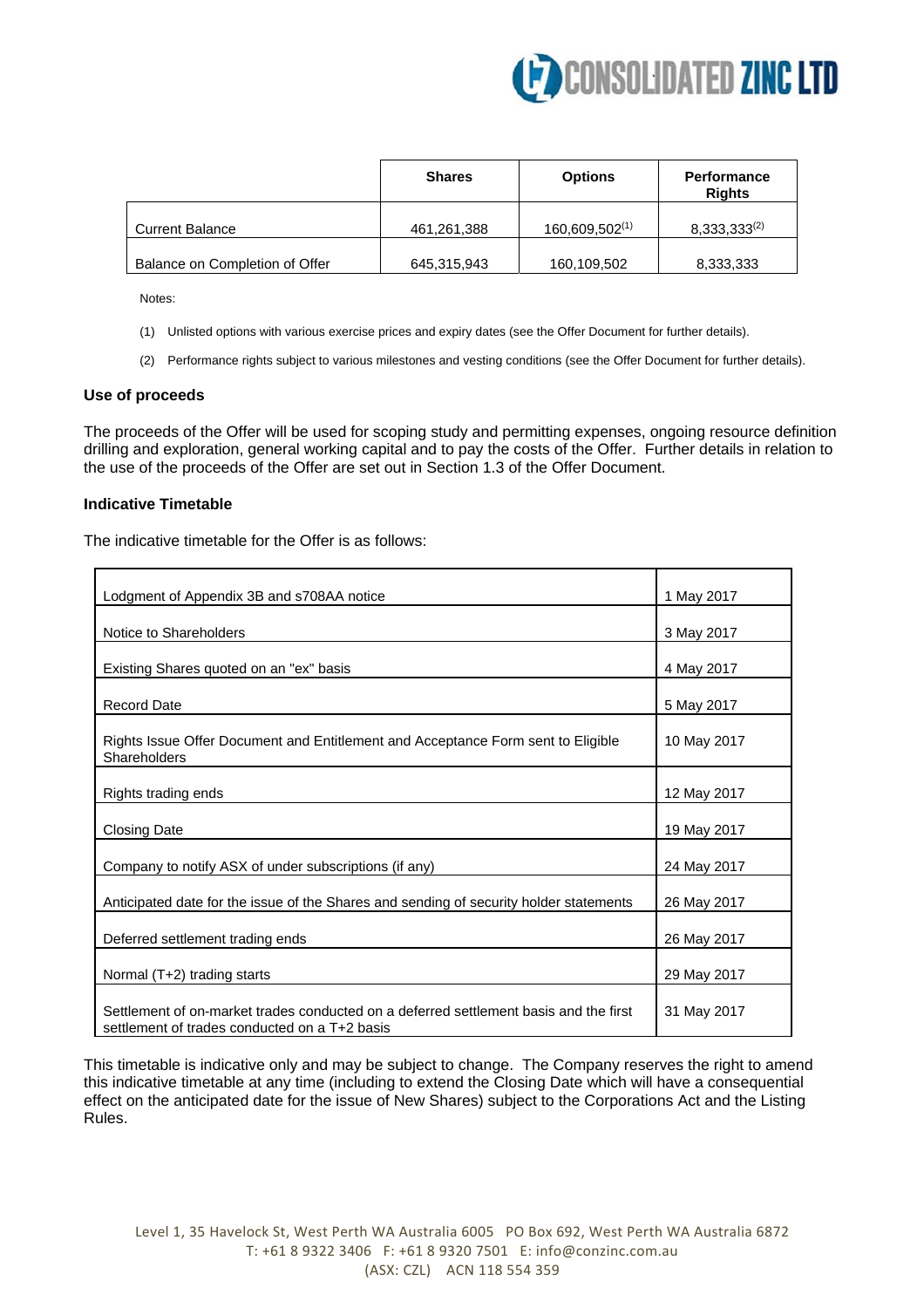|  | Shares | Options | Performance Rights |
|---|---|---|---|
| Current Balance | 461,261,388 | 160,609,502(1) | 8,333,333(2) |
| Balance on Completion of Offer | 645,315,943 | 160,109,502 | 8,333,333 |

Notes:

(1) Unlisted options with various exercise prices and expiry dates (see the Offer Document for further details).

(2) Performance rights subject to various milestones and vesting conditions (see the Offer Document for further details).

**Use of proceeds**

The proceeds of the Offer will be used for scoping study and permitting expenses, ongoing resource definition drilling and exploration, general working capital and to pay the costs of the Offer. Further details in relation to the use of the proceeds of the Offer are set out in Section 1.3 of the Offer Document.

**Indicative Timetable**

The indicative timetable for the Offer is as follows:

| Event | Date |
|---|---|
| Lodgment of Appendix 3B and s708AA notice | 1 May 2017 |
| Notice to Shareholders | 3 May 2017 |
| Existing Shares quoted on an "ex" basis | 4 May 2017 |
| Record Date | 5 May 2017 |
| Rights Issue Offer Document and Entitlement and Acceptance Form sent to Eligible Shareholders | 10 May 2017 |
| Rights trading ends | 12 May 2017 |
| Closing Date | 19 May 2017 |
| Company to notify ASX of under subscriptions (if any) | 24 May 2017 |
| Anticipated date for the issue of the Shares and sending of security holder statements | 26 May 2017 |
| Deferred settlement trading ends | 26 May 2017 |
| Normal (T+2) trading starts | 29 May 2017 |
| Settlement of on-market trades conducted on a deferred settlement basis and the first settlement of trades conducted on a T+2 basis | 31 May 2017 |

This timetable is indicative only and may be subject to change. The Company reserves the right to amend this indicative timetable at any time (including to extend the Closing Date which will have a consequential effect on the anticipated date for the issue of New Shares) subject to the Corporations Act and the Listing Rules.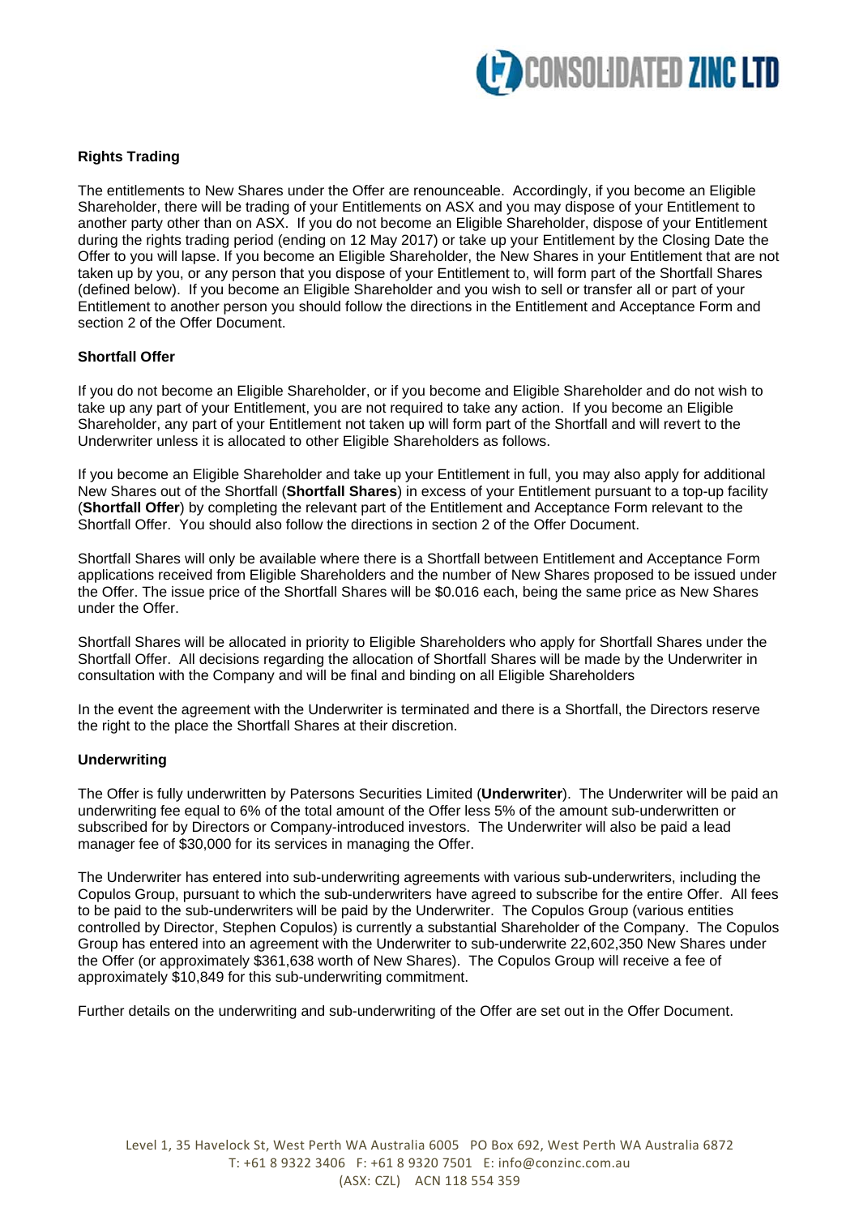### Rights Trading

The entitlements to New Shares under the Offer are renounceable. Accordingly, if you become an Eligible Shareholder, there will be trading of your Entitlements on ASX and you may dispose of your Entitlement to another party other than on ASX. If you do not become an Eligible Shareholder, dispose of your Entitlement during the rights trading period (ending on 12 May 2017) or take up your Entitlement by the Closing Date the Offer to you will lapse. If you become an Eligible Shareholder, the New Shares in your Entitlement that are not taken up by you, or any person that you dispose of your Entitlement to, will form part of the Shortfall Shares (defined below). If you become an Eligible Shareholder and you wish to sell or transfer all or part of your Entitlement to another person you should follow the directions in the Entitlement and Acceptance Form and section 2 of the Offer Document.

### Shortfall Offer

If you do not become an Eligible Shareholder, or if you become and Eligible Shareholder and do not wish to take up any part of your Entitlement, you are not required to take any action. If you become an Eligible Shareholder, any part of your Entitlement not taken up will form part of the Shortfall and will revert to the Underwriter unless it is allocated to other Eligible Shareholders as follows.

If you become an Eligible Shareholder and take up your Entitlement in full, you may also apply for additional New Shares out of the Shortfall (**Shortfall Shares**) in excess of your Entitlement pursuant to a top-up facility (**Shortfall Offer**) by completing the relevant part of the Entitlement and Acceptance Form relevant to the Shortfall Offer. You should also follow the directions in section 2 of the Offer Document.

Shortfall Shares will only be available where there is a Shortfall between Entitlement and Acceptance Form applications received from Eligible Shareholders and the number of New Shares proposed to be issued under the Offer. The issue price of the Shortfall Shares will be $0.016 each, being the same price as New Shares under the Offer.

Shortfall Shares will be allocated in priority to Eligible Shareholders who apply for Shortfall Shares under the Shortfall Offer. All decisions regarding the allocation of Shortfall Shares will be made by the Underwriter in consultation with the Company and will be final and binding on all Eligible Shareholders

In the event the agreement with the Underwriter is terminated and there is a Shortfall, the Directors reserve the right to the place the Shortfall Shares at their discretion.

### Underwriting

The Offer is fully underwritten by Patersons Securities Limited (**Underwriter**). The Underwriter will be paid an underwriting fee equal to 6% of the total amount of the Offer less 5% of the amount sub-underwritten or subscribed for by Directors or Company-introduced investors. The Underwriter will also be paid a lead manager fee of $30,000 for its services in managing the Offer.

The Underwriter has entered into sub-underwriting agreements with various sub-underwriters, including the Copulos Group, pursuant to which the sub-underwriters have agreed to subscribe for the entire Offer. All fees to be paid to the sub-underwriters will be paid by the Underwriter. The Copulos Group (various entities controlled by Director, Stephen Copulos) is currently a substantial Shareholder of the Company. The Copulos Group has entered into an agreement with the Underwriter to sub-underwrite 22,602,350 New Shares under the Offer (or approximately $361,638 worth of New Shares). The Copulos Group will receive a fee of approximately $10,849 for this sub-underwriting commitment.

Further details on the underwriting and sub-underwriting of the Offer are set out in the Offer Document.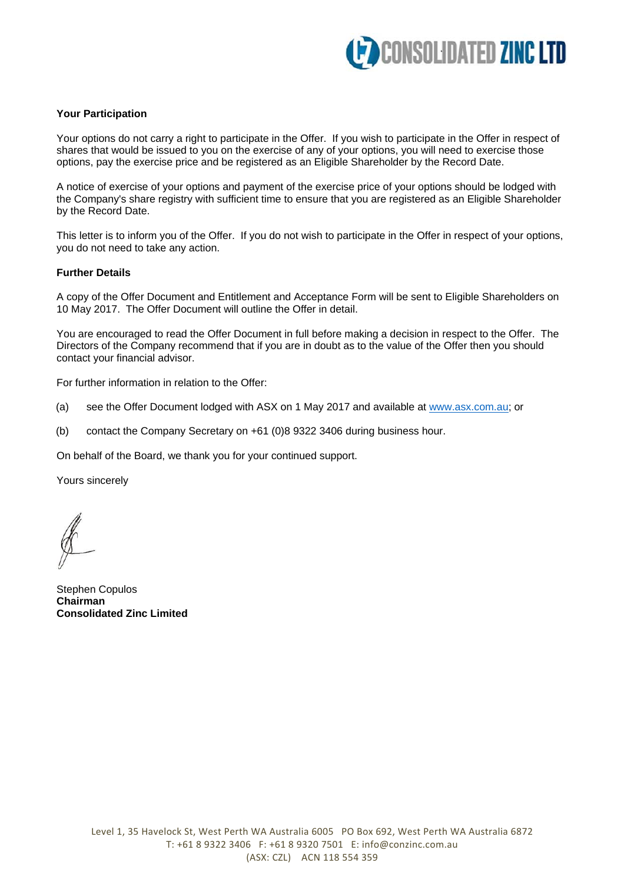**Your Participation**

Your options do not carry a right to participate in the Offer. If you wish to participate in the Offer in respect of shares that would be issued to you on the exercise of any of your options, you will need to exercise those options, pay the exercise price and be registered as an Eligible Shareholder by the Record Date.

A notice of exercise of your options and payment of the exercise price of your options should be lodged with the Company's share registry with sufficient time to ensure that you are registered as an Eligible Shareholder by the Record Date.

This letter is to inform you of the Offer. If you do not wish to participate in the Offer in respect of your options, you do not need to take any action.

**Further Details**

A copy of the Offer Document and Entitlement and Acceptance Form will be sent to Eligible Shareholders on 10 May 2017. The Offer Document will outline the Offer in detail.

You are encouraged to read the Offer Document in full before making a decision in respect to the Offer. The Directors of the Company recommend that if you are in doubt as to the value of the Offer then you should contact your financial advisor.

For further information in relation to the Offer:

(a) see the Offer Document lodged with ASX on 1 May 2017 and available at www.asx.com.au; or

(b) contact the Company Secretary on +61 (0)8 9322 3406 during business hour.

On behalf of the Board, we thank you for your continued support.

Yours sincerely

Stephen Copulos
**Chairman**
**Consolidated Zinc Limited**